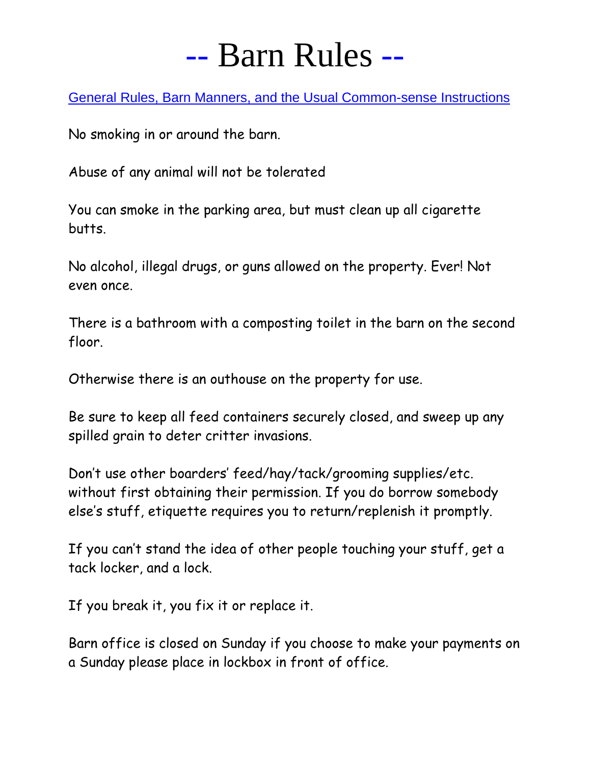# -- Barn Rules --

General Rules, Barn Manners, and the Usual Common-sense Instructions

No smoking in or around the barn.

Abuse of any animal will not be tolerated

You can smoke in the parking area, but must clean up all cigarette butts.

No alcohol, illegal drugs, or guns allowed on the property. Ever! Not even once.

There is a bathroom with a composting toilet in the barn on the second floor.

Otherwise there is an outhouse on the property for use.

Be sure to keep all feed containers securely closed, and sweep up any spilled grain to deter critter invasions.

Don't use other boarders' feed/hay/tack/grooming supplies/etc. without first obtaining their permission. If you do borrow somebody else's stuff, etiquette requires you to return/replenish it promptly.

If you can't stand the idea of other people touching your stuff, get a tack locker, and a lock.

If you break it, you fix it or replace it.

Barn office is closed on Sunday if you choose to make your payments on a Sunday please place in lockbox in front of office.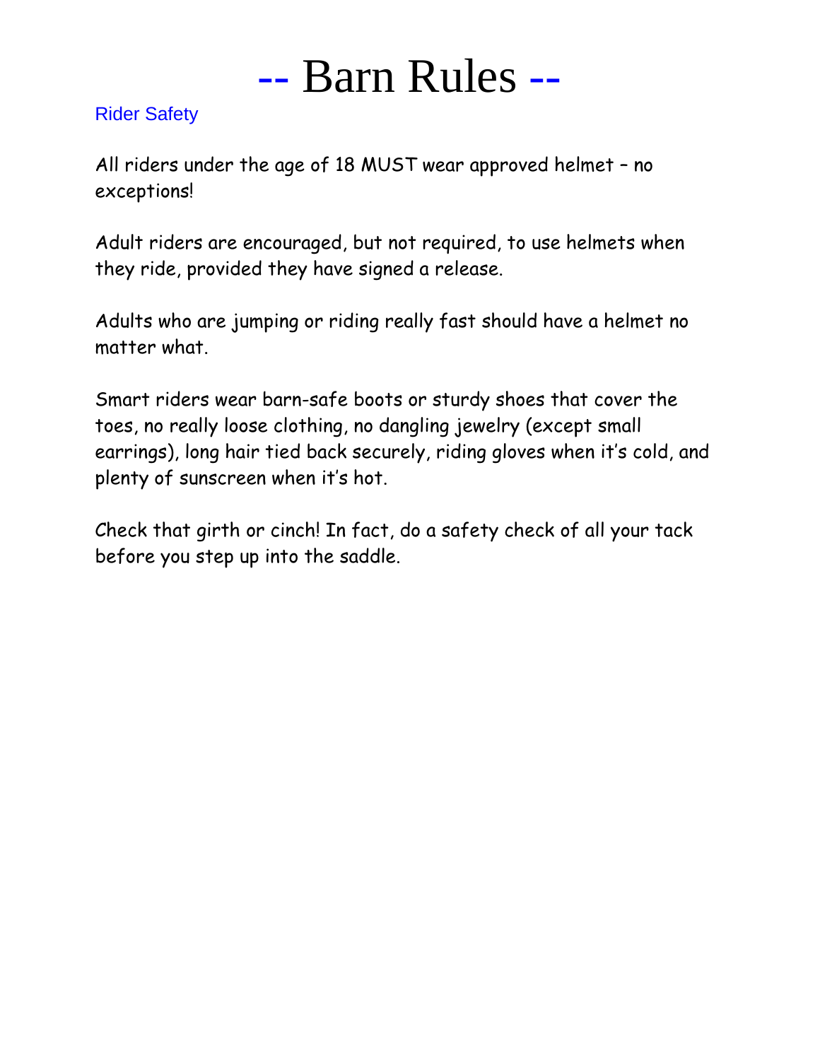# -- Barn Rules --

## Rider Safety

All riders under the age of 18 MUST wear approved helmet – no exceptions!

Adult riders are encouraged, but not required, to use helmets when they ride, provided they have signed a release.

Adults who are jumping or riding really fast should have a helmet no matter what.

Smart riders wear barn-safe boots or sturdy shoes that cover the toes, no really loose clothing, no dangling jewelry (except small earrings), long hair tied back securely, riding gloves when it's cold, and plenty of sunscreen when it's hot.

Check that girth or cinch! In fact, do a safety check of all your tack before you step up into the saddle.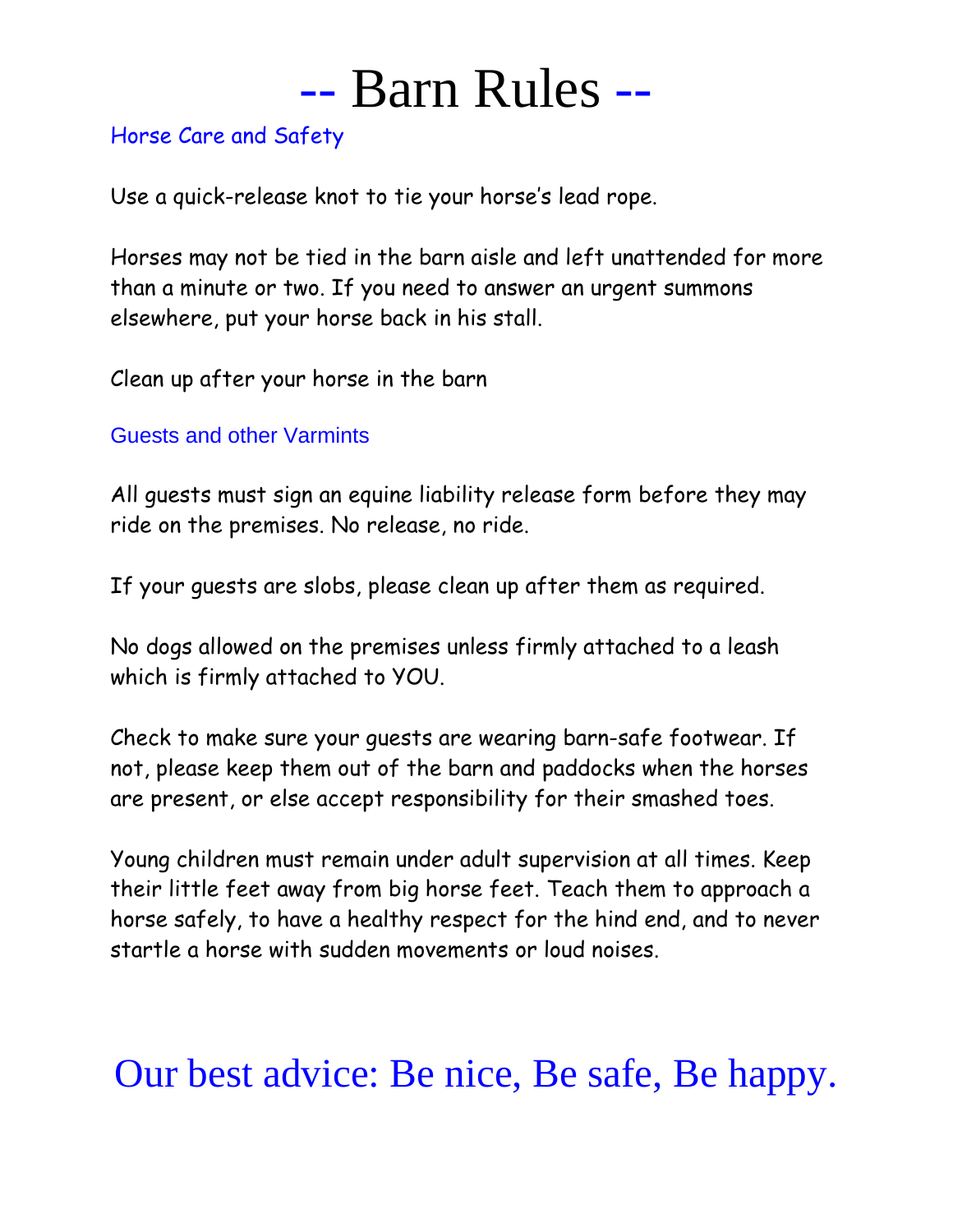# -- Barn Rules --

## Horse Care and Safety

Use a quick-release knot to tie your horse's lead rope.

Horses may not be tied in the barn aisle and left unattended for more than a minute or two. If you need to answer an urgent summons elsewhere, put your horse back in his stall.

Clean up after your horse in the barn

## Guests and other Varmints

All guests must sign an equine liability release form before they may ride on the premises. No release, no ride.

If your guests are slobs, please clean up after them as required.

No dogs allowed on the premises unless firmly attached to a leash which is firmly attached to YOU.

Check to make sure your guests are wearing barn-safe footwear. If not, please keep them out of the barn and paddocks when the horses are present, or else accept responsibility for their smashed toes.

Young children must remain under adult supervision at all times. Keep their little feet away from big horse feet. Teach them to approach a horse safely, to have a healthy respect for the hind end, and to never startle a horse with sudden movements or loud noises.

## Our best advice: Be nice, Be safe, Be happy.